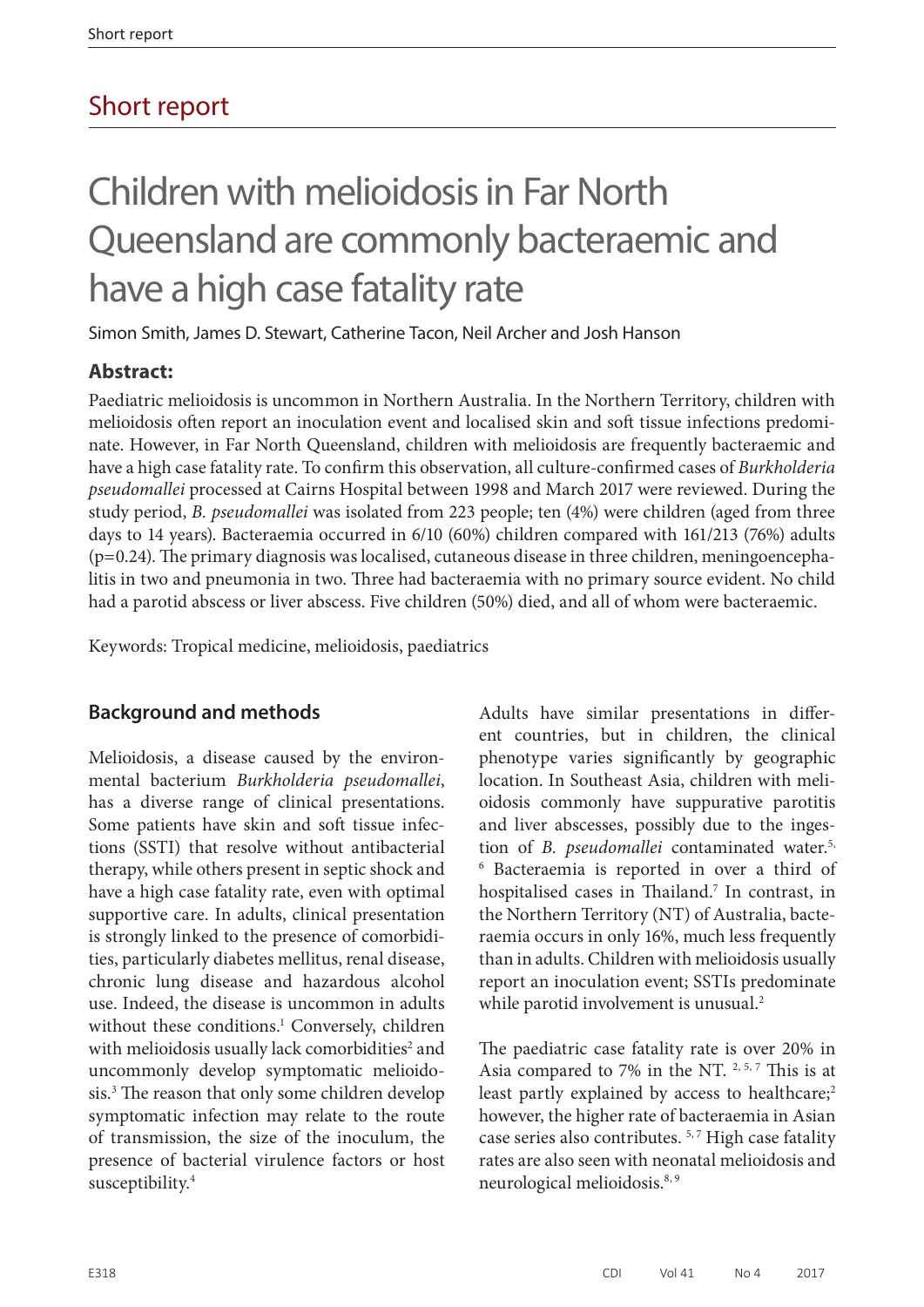## Short report

# Children with melioidosis in Far North Queensland are commonly bacteraemic and have a high case fatality rate

Simon Smith, James D. Stewart, Catherine Tacon, Neil Archer and Josh Hanson

### Abstract:

Paediatric melioidosis is uncommon in Northern Australia. In the Northern Territory, children with melioidosis often report an inoculation event and localised skin and soft tissue infections predominate. However, in Far North Queensland, children with melioidosis are frequently bacteraemic and have a high case fatality rate. To confirm this observation, all culture-confirmed cases of *Burkholderia pseudomallei* processed at Cairns Hospital between 1998 and March 2017 were reviewed. During the study period, *B. pseudomallei* was isolated from 223 people; ten (4%) were children (aged from three days to 14 years). Bacteraemia occurred in 6/10 (60%) children compared with 161/213 (76%) adults (p=0.24). The primary diagnosis was localised, cutaneous disease in three children, meningoencephalitis in two and pneumonia in two. Three had bacteraemia with no primary source evident. No child had a parotid abscess or liver abscess. Five children (50%) died, and all of whom were bacteraemic.

Keywords: Tropical medicine, melioidosis, paediatrics

### Background and methods

Melioidosis, a disease caused by the environmental bacterium *Burkholderia pseudomallei*, has a diverse range of clinical presentations. Some patients have skin and soft tissue infections (SSTI) that resolve without antibacterial therapy, while others present in septic shock and have a high case fatality rate, even with optimal supportive care. In adults, clinical presentation is strongly linked to the presence of comorbidities, particularly diabetes mellitus, renal disease, chronic lung disease and hazardous alcohol use. Indeed, the disease is uncommon in adults without these conditions.[1] Conversely, children with melioidosis usually lack comorbidities[2] and uncommonly develop symptomatic melioidosis.[3] The reason that only some children develop symptomatic infection may relate to the route of transmission, the size of the inoculum, the presence of bacterial virulence factors or host susceptibility.[4]

Adults have similar presentations in different countries, but in children, the clinical phenotype varies significantly by geographic location. In Southeast Asia, children with melioidosis commonly have suppurative parotitis and liver abscesses, possibly due to the ingestion of *B. pseudomallei* contaminated water.[5, 6] Bacteraemia is reported in over a third of hospitalised cases in Thailand.[7] In contrast, in the Northern Territory (NT) of Australia, bacteraemia occurs in only 16%, much less frequently than in adults. Children with melioidosis usually report an inoculation event; SSTIs predominate while parotid involvement is unusual.[2]

The paediatric case fatality rate is over 20% in Asia compared to 7% in the NT. [2, 5, 7] This is at least partly explained by access to healthcare;[2] however, the higher rate of bacteraemia in Asian case series also contributes. [5, 7] High case fatality rates are also seen with neonatal melioidosis and neurological melioidosis.[8, 9]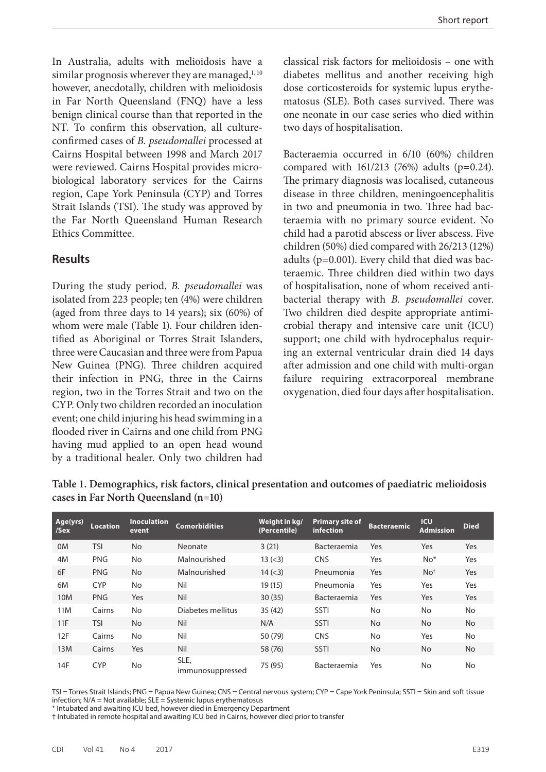In Australia, adults with melioidosis have a similar prognosis wherever they are managed,[1, 10] however, anecdotally, children with melioidosis in Far North Queensland (FNQ) have a less benign clinical course than that reported in the NT. To confirm this observation, all culture-confirmed cases of *B. pseudomallei* processed at Cairns Hospital between 1998 and March 2017 were reviewed. Cairns Hospital provides microbiological laboratory services for the Cairns region, Cape York Peninsula (CYP) and Torres Strait Islands (TSI). The study was approved by the Far North Queensland Human Research Ethics Committee.

## Results

During the study period, *B. pseudomallei* was isolated from 223 people; ten (4%) were children (aged from three days to 14 years); six (60%) of whom were male (Table 1). Four children identified as Aboriginal or Torres Strait Islanders, three were Caucasian and three were from Papua New Guinea (PNG). Three children acquired their infection in PNG, three in the Cairns region, two in the Torres Strait and two on the CYP. Only two children recorded an inoculation event; one child injuring his head swimming in a flooded river in Cairns and one child from PNG having mud applied to an open head wound by a traditional healer. Only two children had classical risk factors for melioidosis – one with diabetes mellitus and another receiving high dose corticosteroids for systemic lupus erythematosus (SLE). Both cases survived. There was one neonate in our case series who died within two days of hospitalisation.

Bacteraemia occurred in 6/10 (60%) children compared with 161/213 (76%) adults (p=0.24). The primary diagnosis was localised, cutaneous disease in three children, meningoencephalitis in two and pneumonia in two. Three had bacteraemia with no primary source evident. No child had a parotid abscess or liver abscess. Five children (50%) died compared with 26/213 (12%) adults (p=0.001). Every child that died was bacteraemic. Three children died within two days of hospitalisation, none of whom received antibacterial therapy with *B. pseudomallei* cover. Two children died despite appropriate antimicrobial therapy and intensive care unit (ICU) support; one child with hydrocephalus requiring an external ventricular drain died 14 days after admission and one child with multi-organ failure requiring extracorporeal membrane oxygenation, died four days after hospitalisation.

**Table 1. Demographics, risk factors, clinical presentation and outcomes of paediatric melioidosis cases in Far North Queensland (n=10)**

| Age(yrs) /Sex | Location | Inoculation event | Comorbidities | Weight in kg/ (Percentile) | Primary site of infection | Bacteraemic | ICU Admission | Died |
|---|---|---|---|---|---|---|---|---|
| 0M | TSI | No | Neonate | 3 (21) | Bacteraemia | Yes | Yes | Yes |
| 4M | PNG | No | Malnourished | 13 (<3) | CNS | Yes | No* | Yes |
| 6F | PNG | No | Malnourished | 14 (<3) | Pneumonia | Yes | No† | Yes |
| 6M | CYP | No | Nil | 19 (15) | Pneumonia | Yes | Yes | Yes |
| 10M | PNG | Yes | Nil | 30 (35) | Bacteraemia | Yes | Yes | Yes |
| 11M | Cairns | No | Diabetes mellitus | 35 (42) | SSTI | No | No | No |
| 11F | TSI | No | Nil | N/A | SSTI | No | No | No |
| 12F | Cairns | No | Nil | 50 (79) | CNS | No | Yes | No |
| 13M | Cairns | Yes | Nil | 58 (76) | SSTI | No | No | No |
| 14F | CYP | No | SLE, immunosuppressed | 75 (95) | Bacteraemia | Yes | No | No |

TSI = Torres Strait Islands; PNG = Papua New Guinea; CNS = Central nervous system; CYP = Cape York Peninsula; SSTI = Skin and soft tissue infection; N/A = Not available; SLE = Systemic lupus erythematosus

\* Intubated and awaiting ICU bed, however died in Emergency Department

† Intubated in remote hospital and awaiting ICU bed in Cairns, however died prior to transfer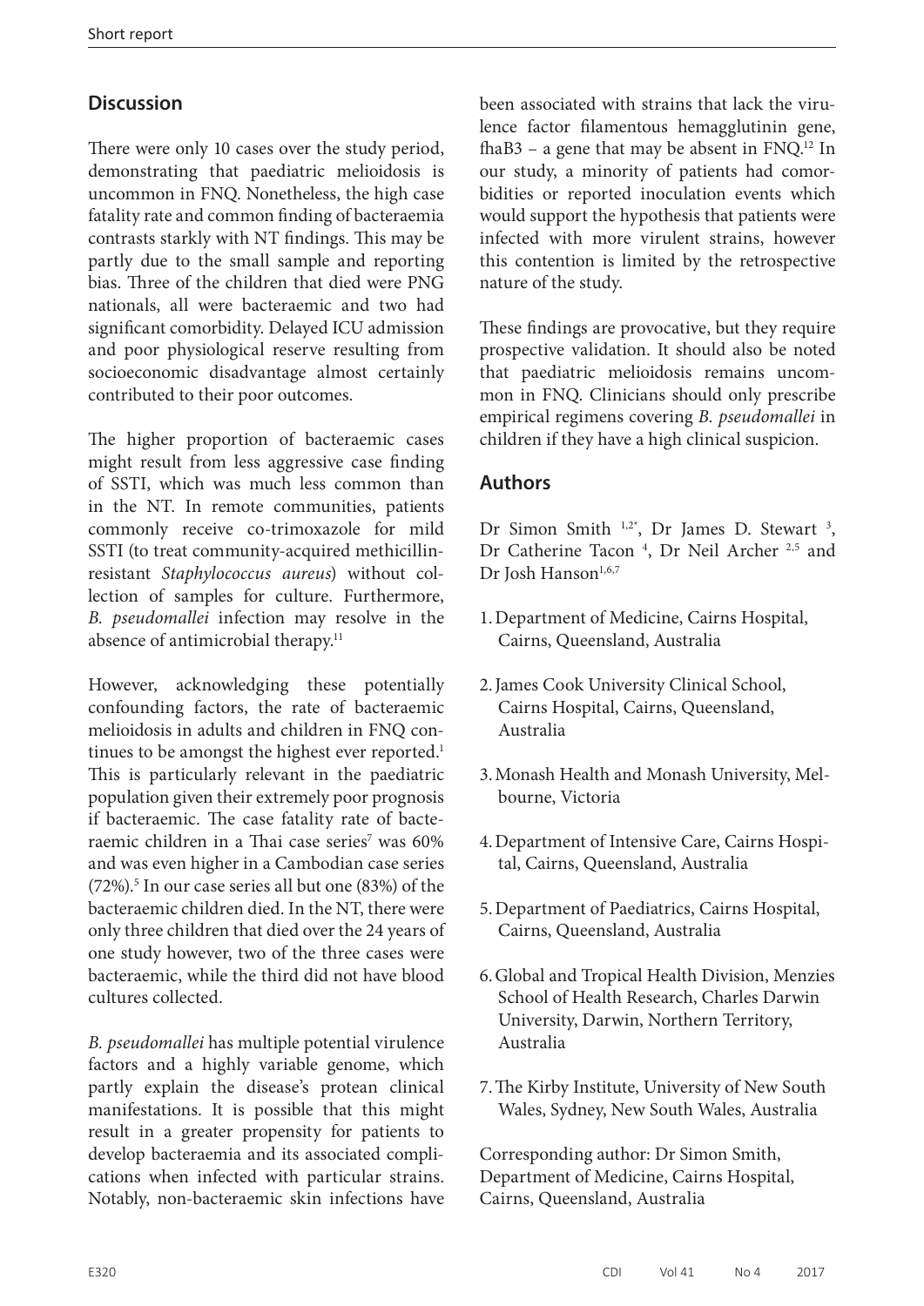## Discussion

There were only 10 cases over the study period, demonstrating that paediatric melioidosis is uncommon in FNQ. Nonetheless, the high case fatality rate and common finding of bacteraemia contrasts starkly with NT findings. This may be partly due to the small sample and reporting bias. Three of the children that died were PNG nationals, all were bacteraemic and two had significant comorbidity. Delayed ICU admission and poor physiological reserve resulting from socioeconomic disadvantage almost certainly contributed to their poor outcomes.

The higher proportion of bacteraemic cases might result from less aggressive case finding of SSTI, which was much less common than in the NT. In remote communities, patients commonly receive co-trimoxazole for mild SSTI (to treat community-acquired methicillin-resistant *Staphylococcus aureus*) without collection of samples for culture. Furthermore, *B. pseudomallei* infection may resolve in the absence of antimicrobial therapy.[11]

However, acknowledging these potentially confounding factors, the rate of bacteraemic melioidosis in adults and children in FNQ continues to be amongst the highest ever reported.[1] This is particularly relevant in the paediatric population given their extremely poor prognosis if bacteraemic. The case fatality rate of bacteraemic children in a Thai case series[7] was 60% and was even higher in a Cambodian case series (72%).[5] In our case series all but one (83%) of the bacteraemic children died. In the NT, there were only three children that died over the 24 years of one study however, two of the three cases were bacteraemic, while the third did not have blood cultures collected.

*B. pseudomallei* has multiple potential virulence factors and a highly variable genome, which partly explain the disease's protean clinical manifestations. It is possible that this might result in a greater propensity for patients to develop bacteraemia and its associated complications when infected with particular strains. Notably, non-bacteraemic skin infections have been associated with strains that lack the virulence factor filamentous hemagglutinin gene, fhaB3 – a gene that may be absent in FNQ.[12] In our study, a minority of patients had comorbidities or reported inoculation events which would support the hypothesis that patients were infected with more virulent strains, however this contention is limited by the retrospective nature of the study.

These findings are provocative, but they require prospective validation. It should also be noted that paediatric melioidosis remains uncommon in FNQ. Clinicians should only prescribe empirical regimens covering *B. pseudomallei* in children if they have a high clinical suspicion.

## Authors

Dr Simon Smith [1,2*], Dr James D. Stewart [3], Dr Catherine Tacon [4], Dr Neil Archer [2,5] and Dr Josh Hanson[1,6,7]

1. Department of Medicine, Cairns Hospital, Cairns, Queensland, Australia
2. James Cook University Clinical School, Cairns Hospital, Cairns, Queensland, Australia
3. Monash Health and Monash University, Melbourne, Victoria
4. Department of Intensive Care, Cairns Hospital, Cairns, Queensland, Australia
5. Department of Paediatrics, Cairns Hospital, Cairns, Queensland, Australia
6. Global and Tropical Health Division, Menzies School of Health Research, Charles Darwin University, Darwin, Northern Territory, Australia
7. The Kirby Institute, University of New South Wales, Sydney, New South Wales, Australia

Corresponding author: Dr Simon Smith, Department of Medicine, Cairns Hospital, Cairns, Queensland, Australia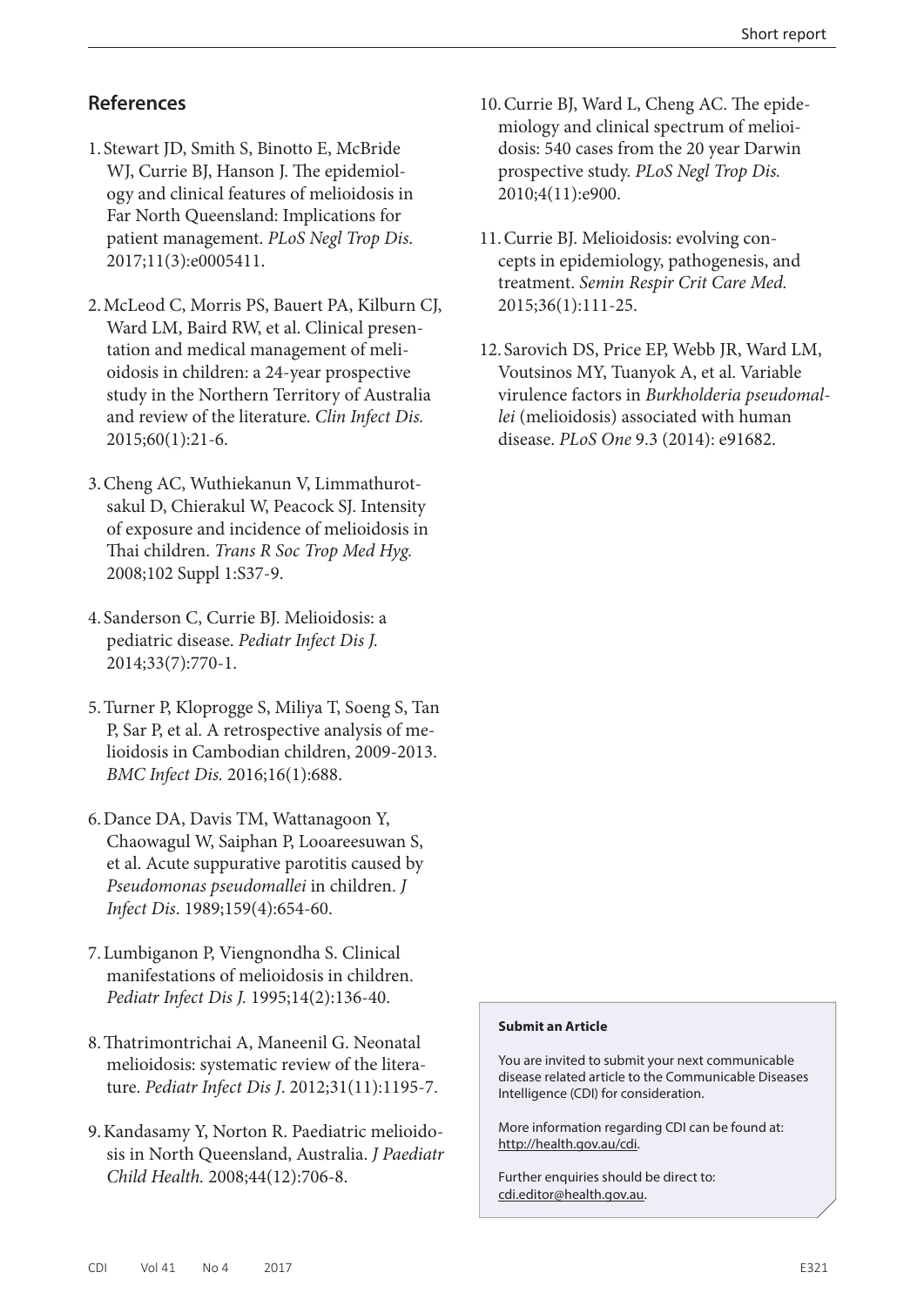## References

1. Stewart JD, Smith S, Binotto E, McBride WJ, Currie BJ, Hanson J. The epidemiology and clinical features of melioidosis in Far North Queensland: Implications for patient management. *PLoS Negl Trop Dis*. 2017;11(3):e0005411.

2. McLeod C, Morris PS, Bauert PA, Kilburn CJ, Ward LM, Baird RW, et al. Clinical presentation and medical management of melioidosis in children: a 24-year prospective study in the Northern Territory of Australia and review of the literature. *Clin Infect Dis.* 2015;60(1):21-6.

3. Cheng AC, Wuthiekanun V, Limmathurotsakul D, Chierakul W, Peacock SJ. Intensity of exposure and incidence of melioidosis in Thai children. *Trans R Soc Trop Med Hyg.* 2008;102 Suppl 1:S37-9.

4. Sanderson C, Currie BJ. Melioidosis: a pediatric disease. *Pediatr Infect Dis J.* 2014;33(7):770-1.

5. Turner P, Kloprogge S, Miliya T, Soeng S, Tan P, Sar P, et al. A retrospective analysis of melioidosis in Cambodian children, 2009-2013. *BMC Infect Dis.* 2016;16(1):688.

6. Dance DA, Davis TM, Wattanagoon Y, Chaowagul W, Saiphan P, Looareesuwan S, et al. Acute suppurative parotitis caused by *Pseudomonas pseudomallei* in children. *J Infect Dis*. 1989;159(4):654-60.

7. Lumbiganon P, Viengnondha S. Clinical manifestations of melioidosis in children. *Pediatr Infect Dis J.* 1995;14(2):136-40.

8. Thatrimontrichai A, Maneenil G. Neonatal melioidosis: systematic review of the literature. *Pediatr Infect Dis J*. 2012;31(11):1195-7.

9. Kandasamy Y, Norton R. Paediatric melioidosis in North Queensland, Australia. *J Paediatr Child Health.* 2008;44(12):706-8.

10. Currie BJ, Ward L, Cheng AC. The epidemiology and clinical spectrum of melioidosis: 540 cases from the 20 year Darwin prospective study. *PLoS Negl Trop Dis.* 2010;4(11):e900.

11. Currie BJ. Melioidosis: evolving concepts in epidemiology, pathogenesis, and treatment. *Semin Respir Crit Care Med.* 2015;36(1):111-25.

12. Sarovich DS, Price EP, Webb JR, Ward LM, Voutsinos MY, Tuanyok A, et al. Variable virulence factors in *Burkholderia pseudomallei* (melioidosis) associated with human disease. *PLoS One* 9.3 (2014): e91682.

**Submit an Article**

You are invited to submit your next communicable disease related article to the Communicable Diseases Intelligence (CDI) for consideration.

More information regarding CDI can be found at: http://health.gov.au/cdi.

Further enquiries should be direct to: cdi.editor@health.gov.au.